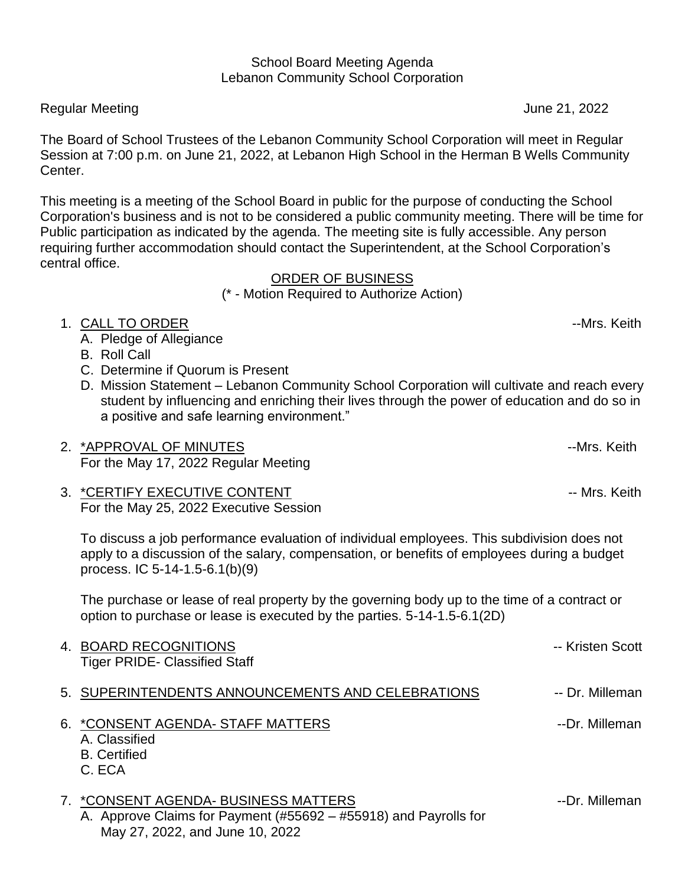School Board Meeting Agenda
Lebanon Community School Corporation

Regular Meeting June 21, 2022

The Board of School Trustees of the Lebanon Community School Corporation will meet in Regular Session at 7:00 p.m. on June 21, 2022, at Lebanon High School in the Herman B Wells Community Center.

This meeting is a meeting of the School Board in public for the purpose of conducting the School Corporation's business and is not to be considered a public community meeting. There will be time for Public participation as indicated by the agenda. The meeting site is fully accessible. Any person requiring further accommodation should contact the Superintendent, at the School Corporation's central office.

ORDER OF BUSINESS
(* - Motion Required to Authorize Action)

1. CALL TO ORDER --Mrs. Keith
   A. Pledge of Allegiance
   B. Roll Call
   C. Determine if Quorum is Present
   D. Mission Statement – Lebanon Community School Corporation will cultivate and reach every student by influencing and enriching their lives through the power of education and do so in a positive and safe learning environment."

2. *APPROVAL OF MINUTES --Mrs. Keith
   For the May 17, 2022 Regular Meeting

3. *CERTIFY EXECUTIVE CONTENT -- Mrs. Keith
   For the May 25, 2022 Executive Session

   To discuss a job performance evaluation of individual employees. This subdivision does not apply to a discussion of the salary, compensation, or benefits of employees during a budget process. IC 5-14-1.5-6.1(b)(9)

   The purchase or lease of real property by the governing body up to the time of a contract or option to purchase or lease is executed by the parties. 5-14-1.5-6.1(2D)

4. BOARD RECOGNITIONS -- Kristen Scott
   Tiger PRIDE- Classified Staff

5. SUPERINTENDENTS ANNOUNCEMENTS AND CELEBRATIONS -- Dr. Milleman

6. *CONSENT AGENDA- STAFF MATTERS --Dr. Milleman
   A. Classified
   B. Certified
   C. ECA

7. *CONSENT AGENDA- BUSINESS MATTERS --Dr. Milleman
   A. Approve Claims for Payment (#55692 – #55918) and Payrolls for May 27, 2022, and June 10, 2022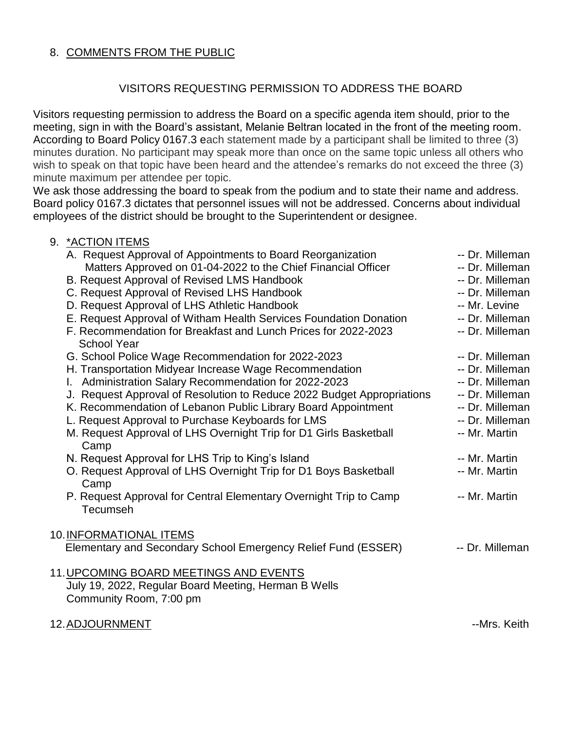## 8. COMMENTS FROM THE PUBLIC

### VISITORS REQUESTING PERMISSION TO ADDRESS THE BOARD

Visitors requesting permission to address the Board on a specific agenda item should, prior to the meeting, sign in with the Board's assistant, Melanie Beltran located in the front of the meeting room. According to Board Policy 0167.3 each statement made by a participant shall be limited to three (3) minutes duration. No participant may speak more than once on the same topic unless all others who wish to speak on that topic have been heard and the attendee's remarks do not exceed the three (3) minute maximum per attendee per topic.

We ask those addressing the board to speak from the podium and to state their name and address. Board policy 0167.3 dictates that personnel issues will not be addressed. Concerns about individual employees of the district should be brought to the Superintendent or designee.

## 9. *ACTION ITEMS

- A. Request Approval of Appointments to Board Reorganization -- Dr. Milleman
  Matters Approved on 01-04-2022 to the Chief Financial Officer -- Dr. Milleman
- B. Request Approval of Revised LMS Handbook -- Dr. Milleman
- C. Request Approval of Revised LHS Handbook -- Dr. Milleman
- D. Request Approval of LHS Athletic Handbook -- Mr. Levine
- E. Request Approval of Witham Health Services Foundation Donation -- Dr. Milleman
- F. Recommendation for Breakfast and Lunch Prices for 2022-2023 School Year -- Dr. Milleman
- G. School Police Wage Recommendation for 2022-2023 -- Dr. Milleman
- H. Transportation Midyear Increase Wage Recommendation -- Dr. Milleman
- I. Administration Salary Recommendation for 2022-2023 -- Dr. Milleman
- J. Request Approval of Resolution to Reduce 2022 Budget Appropriations -- Dr. Milleman
- K. Recommendation of Lebanon Public Library Board Appointment -- Dr. Milleman
- L. Request Approval to Purchase Keyboards for LMS -- Dr. Milleman
- M. Request Approval of LHS Overnight Trip for D1 Girls Basketball Camp -- Mr. Martin
- N. Request Approval for LHS Trip to King's Island -- Mr. Martin
- O. Request Approval of LHS Overnight Trip for D1 Boys Basketball Camp -- Mr. Martin
- P. Request Approval for Central Elementary Overnight Trip to Camp Tecumseh -- Mr. Martin

## 10. INFORMATIONAL ITEMS

Elementary and Secondary School Emergency Relief Fund (ESSER) -- Dr. Milleman

## 11. UPCOMING BOARD MEETINGS AND EVENTS

July 19, 2022, Regular Board Meeting, Herman B Wells Community Room, 7:00 pm

## 12. ADJOURNMENT

--Mrs. Keith